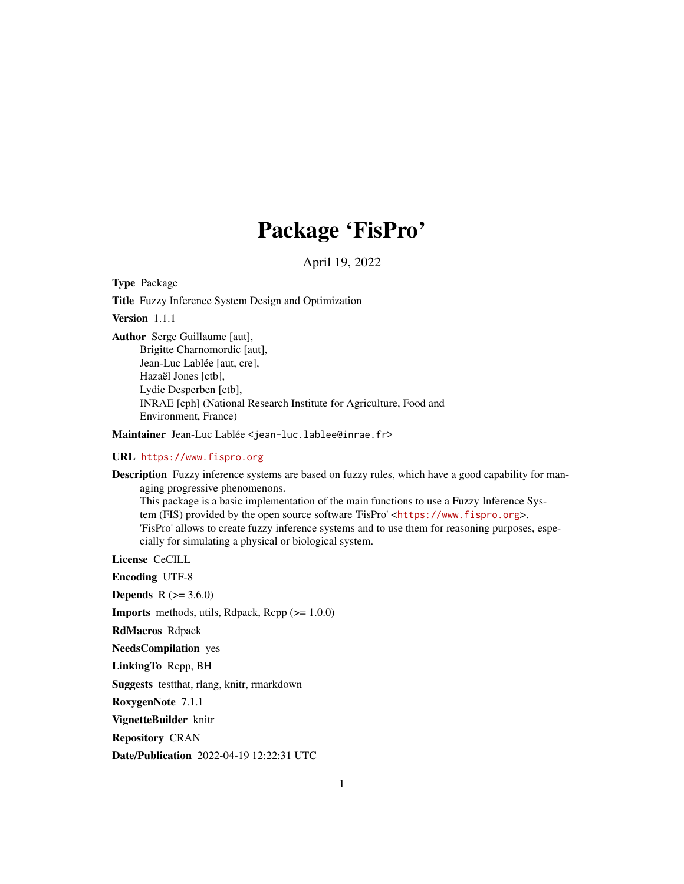# Package 'FisPro'

April 19, 2022

**Type** Package

**Title** Fuzzy Inference System Design and Optimization

**Version** 1.1.1

**Author** Serge Guillaume [aut],
Brigitte Charnomordic [aut],
Jean-Luc Lablée [aut, cre],
Hazaël Jones [ctb],
Lydie Desperben [ctb],
INRAE [cph] (National Research Institute for Agriculture, Food and Environment, France)

**Maintainer** Jean-Luc Lablée <jean-luc.lablee@inrae.fr>

**URL** https://www.fispro.org

**Description** Fuzzy inference systems are based on fuzzy rules, which have a good capability for managing progressive phenomenons.
This package is a basic implementation of the main functions to use a Fuzzy Inference System (FIS) provided by the open source software 'FisPro' <https://www.fispro.org>.
'FisPro' allows to create fuzzy inference systems and to use them for reasoning purposes, especially for simulating a physical or biological system.

**License** CeCILL

**Encoding** UTF-8

**Depends** R (>= 3.6.0)

**Imports** methods, utils, Rdpack, Rcpp (>= 1.0.0)

**RdMacros** Rdpack

**NeedsCompilation** yes

**LinkingTo** Rcpp, BH

**Suggests** testthat, rlang, knitr, rmarkdown

**RoxygenNote** 7.1.1

**VignetteBuilder** knitr

**Repository** CRAN

**Date/Publication** 2022-04-19 12:22:31 UTC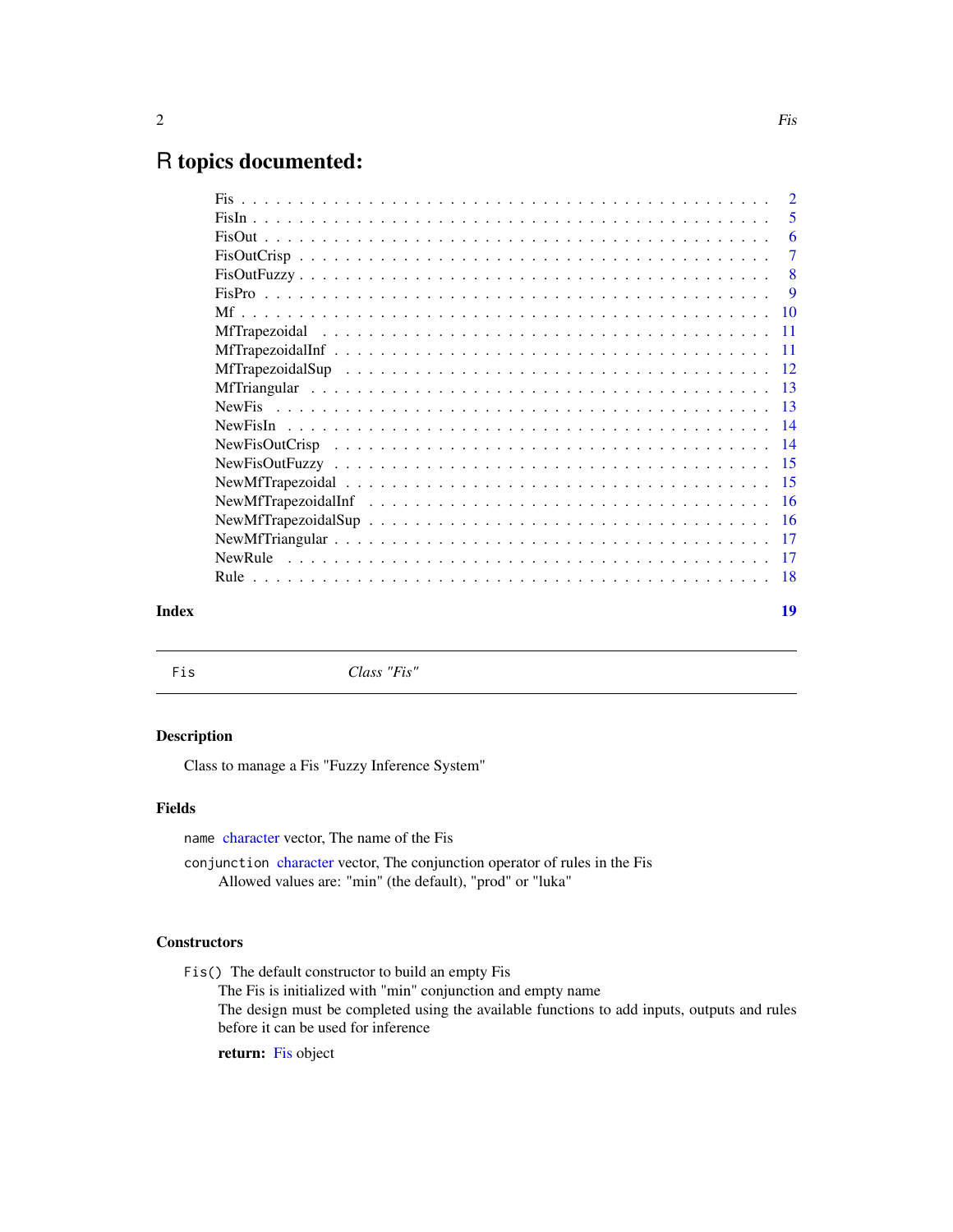# R topics documented:

| | |
|---|---|
| Fis | 2 |
| FisIn | 5 |
| FisOut | 6 |
| FisOutCrisp | 7 |
| FisOutFuzzy | 8 |
| FisPro | 9 |
| Mf | 10 |
| MfTrapezoidal | 11 |
| MfTrapezoidalInf | 11 |
| MfTrapezoidalSup | 12 |
| MfTriangular | 13 |
| NewFis | 13 |
| NewFisIn | 14 |
| NewFisOutCrisp | 14 |
| NewFisOutFuzzy | 15 |
| NewMfTrapezoidal | 15 |
| NewMfTrapezoidalInf | 16 |
| NewMfTrapezoidalSup | 16 |
| NewMfTriangular | 17 |
| NewRule | 17 |
| Rule | 18 |

**Index** **19**

---

`Fis` *Class "Fis"*

---

### Description

Class to manage a Fis "Fuzzy Inference System"

### Fields

`name` character vector, The name of the Fis

`conjunction` character vector, The conjunction operator of rules in the Fis
    Allowed values are: "min" (the default), "prod" or "luka"

### Constructors

`Fis()` The default constructor to build an empty Fis
    The Fis is initialized with "min" conjunction and empty name
    The design must be completed using the available functions to add inputs, outputs and rules before it can be used for inference

    **return:** Fis object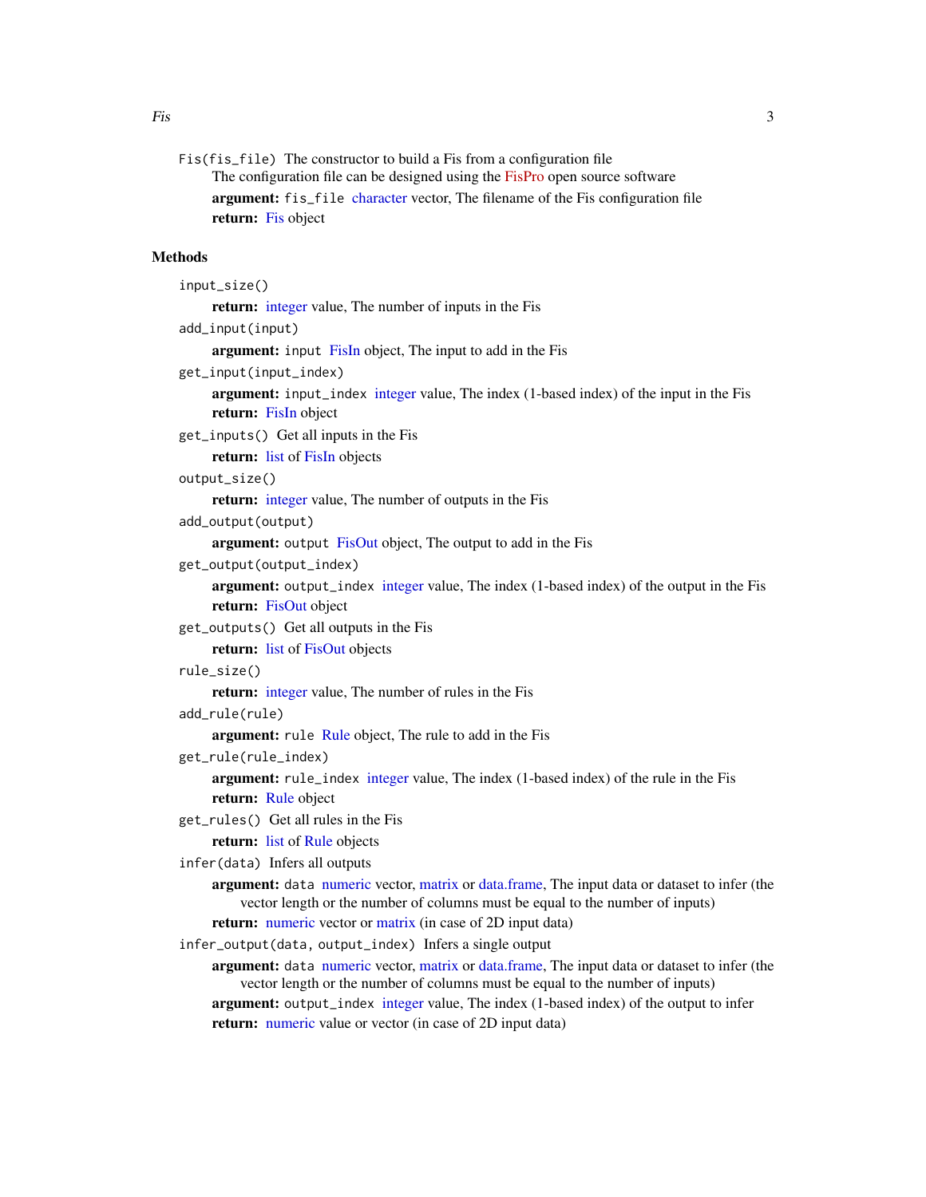`Fis(fis_file)` The constructor to build a Fis from a configuration file
: The configuration file can be designed using the FisPro open source software
: **argument:** `fis_file` character vector, The filename of the Fis configuration file
: **return:** Fis object

## Methods

`input_size()`
: **return:** integer value, The number of inputs in the Fis

`add_input(input)`
: **argument:** `input` FisIn object, The input to add in the Fis

`get_input(input_index)`
: **argument:** `input_index` integer value, The index (1-based index) of the input in the Fis
: **return:** FisIn object

`get_inputs()` Get all inputs in the Fis
: **return:** list of FisIn objects

`output_size()`
: **return:** integer value, The number of outputs in the Fis

`add_output(output)`
: **argument:** `output` FisOut object, The output to add in the Fis

`get_output(output_index)`
: **argument:** `output_index` integer value, The index (1-based index) of the output in the Fis
: **return:** FisOut object

`get_outputs()` Get all outputs in the Fis
: **return:** list of FisOut objects

`rule_size()`
: **return:** integer value, The number of rules in the Fis

`add_rule(rule)`
: **argument:** `rule` Rule object, The rule to add in the Fis

`get_rule(rule_index)`
: **argument:** `rule_index` integer value, The index (1-based index) of the rule in the Fis
: **return:** Rule object

`get_rules()` Get all rules in the Fis
: **return:** list of Rule objects

`infer(data)` Infers all outputs
: **argument:** `data` numeric vector, matrix or data.frame, The input data or dataset to infer (the vector length or the number of columns must be equal to the number of inputs)
: **return:** numeric vector or matrix (in case of 2D input data)

`infer_output(data, output_index)` Infers a single output
: **argument:** `data` numeric vector, matrix or data.frame, The input data or dataset to infer (the vector length or the number of columns must be equal to the number of inputs)
: **argument:** `output_index` integer value, The index (1-based index) of the output to infer
: **return:** numeric value or vector (in case of 2D input data)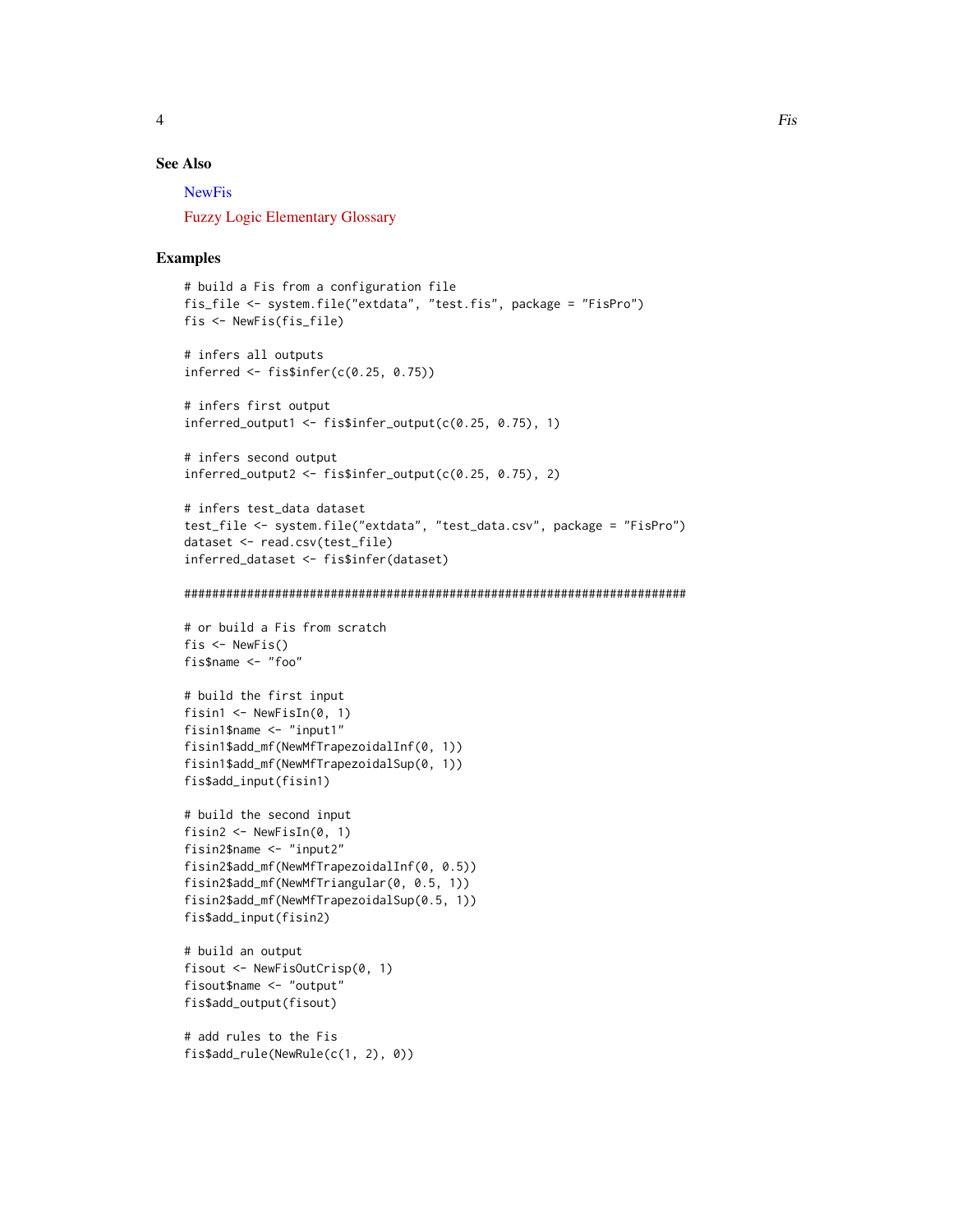## See Also

NewFis

Fuzzy Logic Elementary Glossary

## Examples

```
# build a Fis from a configuration file
fis_file <- system.file("extdata", "test.fis", package = "FisPro")
fis <- NewFis(fis_file)

# infers all outputs
inferred <- fis$infer(c(0.25, 0.75))

# infers first output
inferred_output1 <- fis$infer_output(c(0.25, 0.75), 1)

# infers second output
inferred_output2 <- fis$infer_output(c(0.25, 0.75), 2)

# infers test_data dataset
test_file <- system.file("extdata", "test_data.csv", package = "FisPro")
dataset <- read.csv(test_file)
inferred_dataset <- fis$infer(dataset)

##########################################################################

# or build a Fis from scratch
fis <- NewFis()
fis$name <- "foo"

# build the first input
fisin1 <- NewFisIn(0, 1)
fisin1$name <- "input1"
fisin1$add_mf(NewMfTrapezoidalInf(0, 1))
fisin1$add_mf(NewMfTrapezoidalSup(0, 1))
fis$add_input(fisin1)

# build the second input
fisin2 <- NewFisIn(0, 1)
fisin2$name <- "input2"
fisin2$add_mf(NewMfTrapezoidalInf(0, 0.5))
fisin2$add_mf(NewMfTriangular(0, 0.5, 1))
fisin2$add_mf(NewMfTrapezoidalSup(0.5, 1))
fis$add_input(fisin2)

# build an output
fisout <- NewFisOutCrisp(0, 1)
fisout$name <- "output"
fis$add_output(fisout)

# add rules to the Fis
fis$add_rule(NewRule(c(1, 2), 0))
```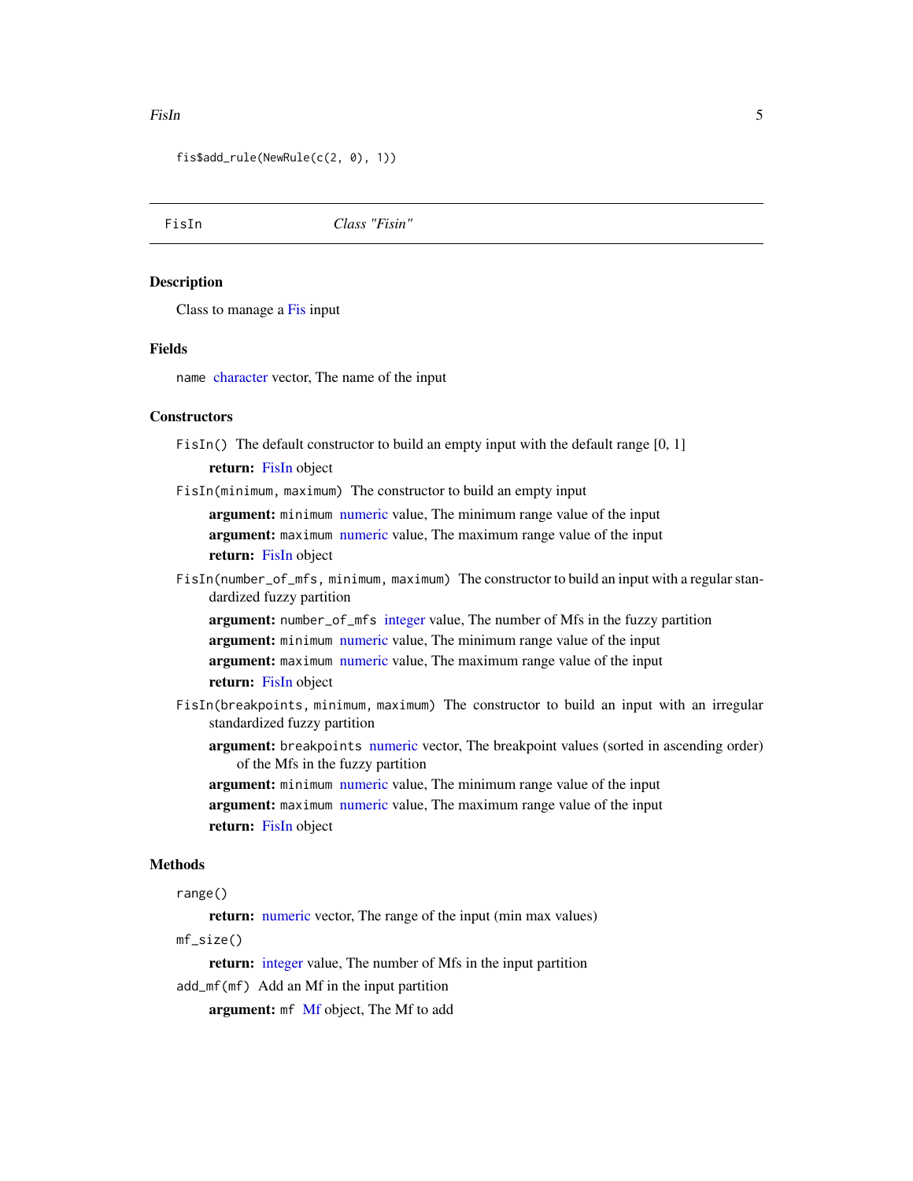```
fis$add_rule(NewRule(c(2, 0), 1))
```

---

## FisIn — *Class "Fisin"*

### Description

Class to manage a Fis input

### Fields

`name` character vector, The name of the input

### Constructors

`FisIn()` The default constructor to build an empty input with the default range [0, 1]

- **return:** FisIn object

`FisIn(minimum, maximum)` The constructor to build an empty input

- **argument:** `minimum` numeric value, The minimum range value of the input
- **argument:** `maximum` numeric value, The maximum range value of the input
- **return:** FisIn object

`FisIn(number_of_mfs, minimum, maximum)` The constructor to build an input with a regular standardized fuzzy partition

- **argument:** `number_of_mfs` integer value, The number of Mfs in the fuzzy partition
- **argument:** `minimum` numeric value, The minimum range value of the input
- **argument:** `maximum` numeric value, The maximum range value of the input
- **return:** FisIn object

`FisIn(breakpoints, minimum, maximum)` The constructor to build an input with an irregular standardized fuzzy partition

- **argument:** `breakpoints` numeric vector, The breakpoint values (sorted in ascending order) of the Mfs in the fuzzy partition
- **argument:** `minimum` numeric value, The minimum range value of the input
- **argument:** `maximum` numeric value, The maximum range value of the input
- **return:** FisIn object

### Methods

`range()`

- **return:** numeric vector, The range of the input (min max values)

`mf_size()`

- **return:** integer value, The number of Mfs in the input partition

`add_mf(mf)` Add an Mf in the input partition

- **argument:** `mf` Mf object, The Mf to add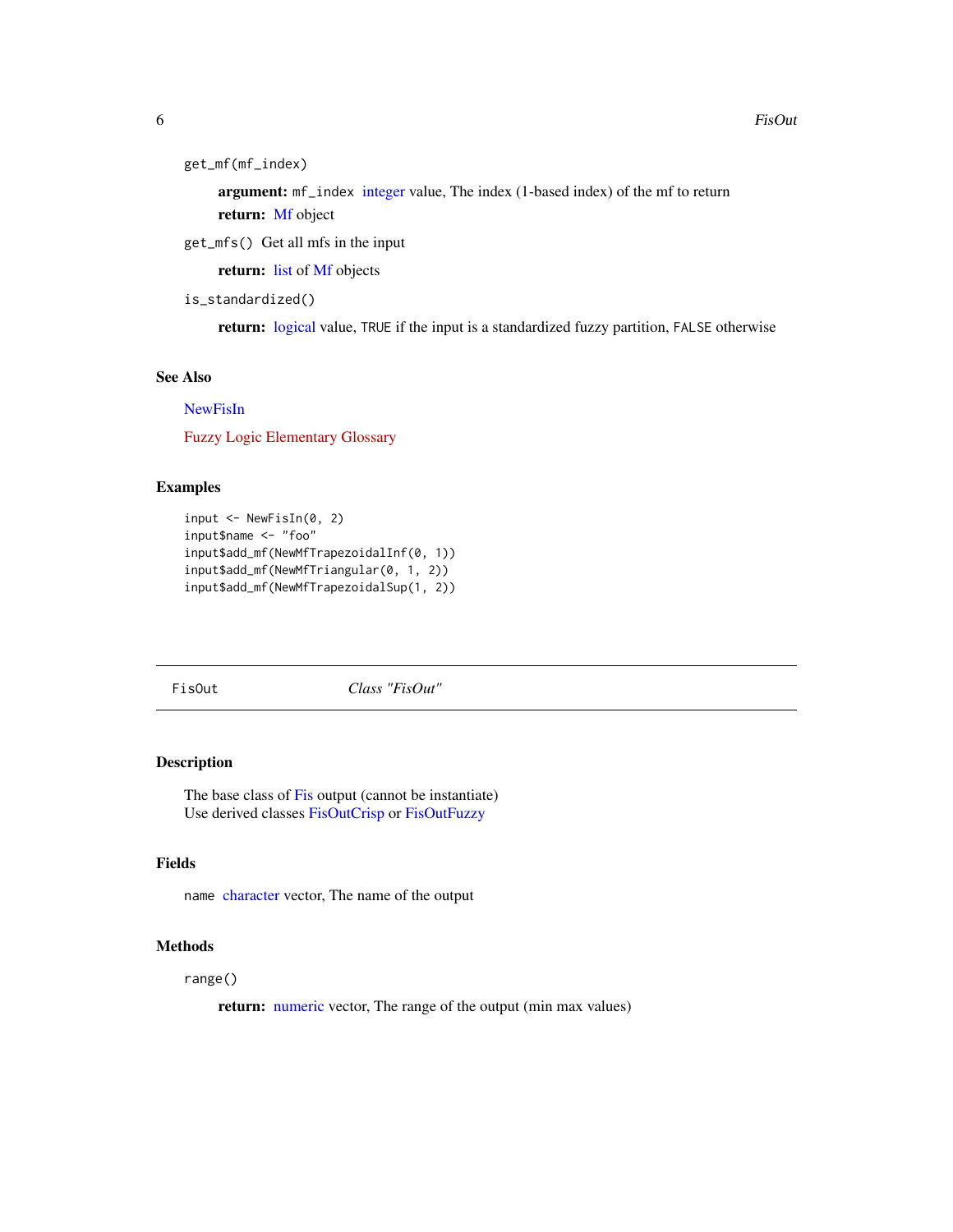`get_mf(mf_index)`

**argument:** `mf_index` integer value, The index (1-based index) of the mf to return

**return:** Mf object

`get_mfs()` Get all mfs in the input

**return:** list of Mf objects

`is_standardized()`

**return:** logical value, `TRUE` if the input is a standardized fuzzy partition, `FALSE` otherwise

### See Also

NewFisIn

Fuzzy Logic Elementary Glossary

### Examples

```
input <- NewFisIn(0, 2)
input$name <- "foo"
input$add_mf(NewMfTrapezoidalInf(0, 1))
input$add_mf(NewMfTriangular(0, 1, 2))
input$add_mf(NewMfTrapezoidalSup(1, 2))
```

---

## FisOut — *Class "FisOut"*

---

### Description

The base class of Fis output (cannot be instantiate)
Use derived classes FisOutCrisp or FisOutFuzzy

### Fields

`name` character vector, The name of the output

### Methods

`range()`

**return:** numeric vector, The range of the output (min max values)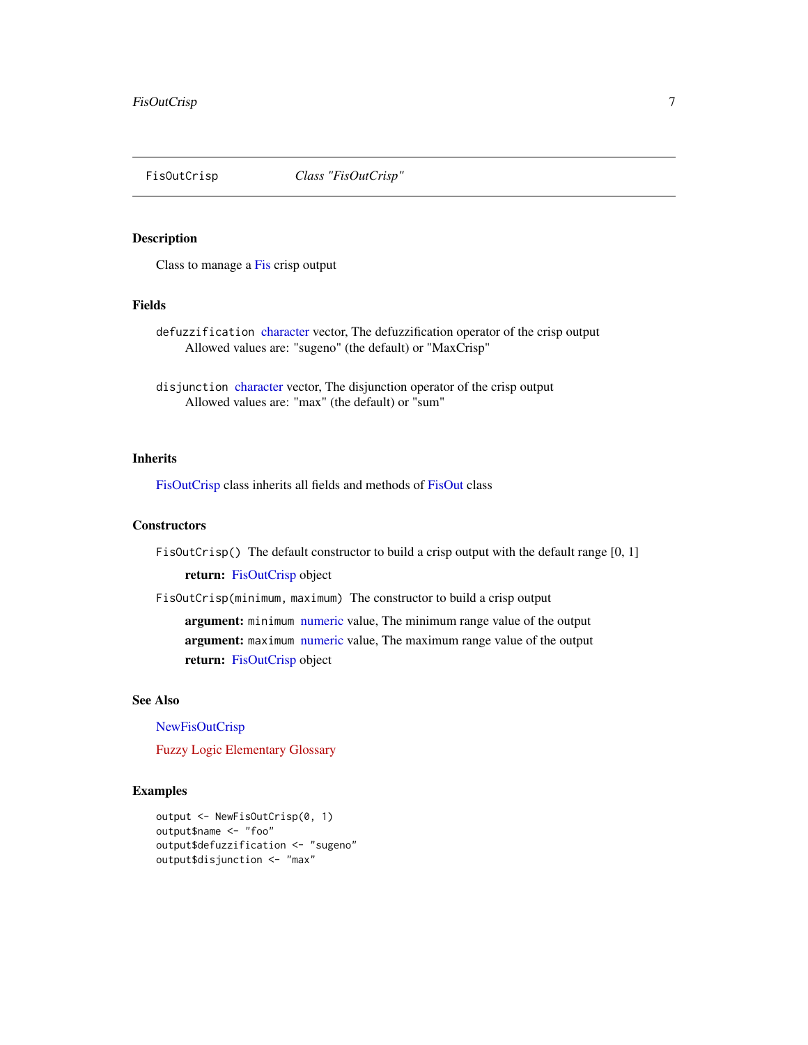FisOutCrisp *Class "FisOutCrisp"*

### Description

Class to manage a Fis crisp output

### Fields

`defuzzification` character vector, The defuzzification operator of the crisp output
  Allowed values are: "sugeno" (the default) or "MaxCrisp"

`disjunction` character vector, The disjunction operator of the crisp output
  Allowed values are: "max" (the default) or "sum"

### Inherits

FisOutCrisp class inherits all fields and methods of FisOut class

### Constructors

`FisOutCrisp()` The default constructor to build a crisp output with the default range [0, 1]

  **return:** FisOutCrisp object

`FisOutCrisp(minimum, maximum)` The constructor to build a crisp output

  **argument:** `minimum` numeric value, The minimum range value of the output
  **argument:** `maximum` numeric value, The maximum range value of the output
  **return:** FisOutCrisp object

### See Also

NewFisOutCrisp

Fuzzy Logic Elementary Glossary

### Examples

```
output <- NewFisOutCrisp(0, 1)
output$name <- "foo"
output$defuzzification <- "sugeno"
output$disjunction <- "max"
```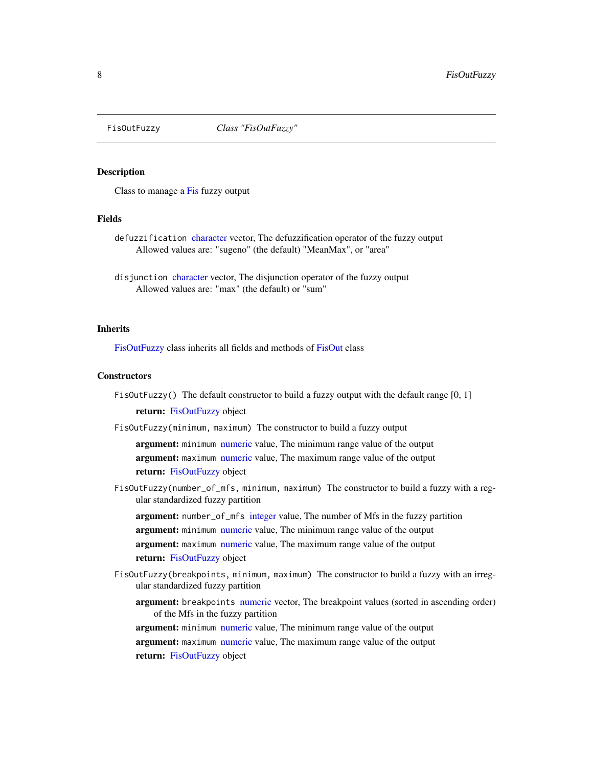FisOutFuzzy *Class "FisOutFuzzy"*

## Description

Class to manage a Fis fuzzy output

## Fields

`defuzzification` character vector, The defuzzification operator of the fuzzy output
Allowed values are: "sugeno" (the default) "MeanMax", or "area"

`disjunction` character vector, The disjunction operator of the fuzzy output
Allowed values are: "max" (the default) or "sum"

## Inherits

FisOutFuzzy class inherits all fields and methods of FisOut class

## Constructors

`FisOutFuzzy()` The default constructor to build a fuzzy output with the default range [0, 1]

- **return:** FisOutFuzzy object

`FisOutFuzzy(minimum, maximum)` The constructor to build a fuzzy output

- **argument:** `minimum` numeric value, The minimum range value of the output
- **argument:** `maximum` numeric value, The maximum range value of the output
- **return:** FisOutFuzzy object

`FisOutFuzzy(number_of_mfs, minimum, maximum)` The constructor to build a fuzzy with a regular standardized fuzzy partition

- **argument:** `number_of_mfs` integer value, The number of Mfs in the fuzzy partition
- **argument:** `minimum` numeric value, The minimum range value of the output
- **argument:** `maximum` numeric value, The maximum range value of the output
- **return:** FisOutFuzzy object

`FisOutFuzzy(breakpoints, minimum, maximum)` The constructor to build a fuzzy with an irregular standardized fuzzy partition

- **argument:** `breakpoints` numeric vector, The breakpoint values (sorted in ascending order) of the Mfs in the fuzzy partition
- **argument:** `minimum` numeric value, The minimum range value of the output
- **argument:** `maximum` numeric value, The maximum range value of the output
- **return:** FisOutFuzzy object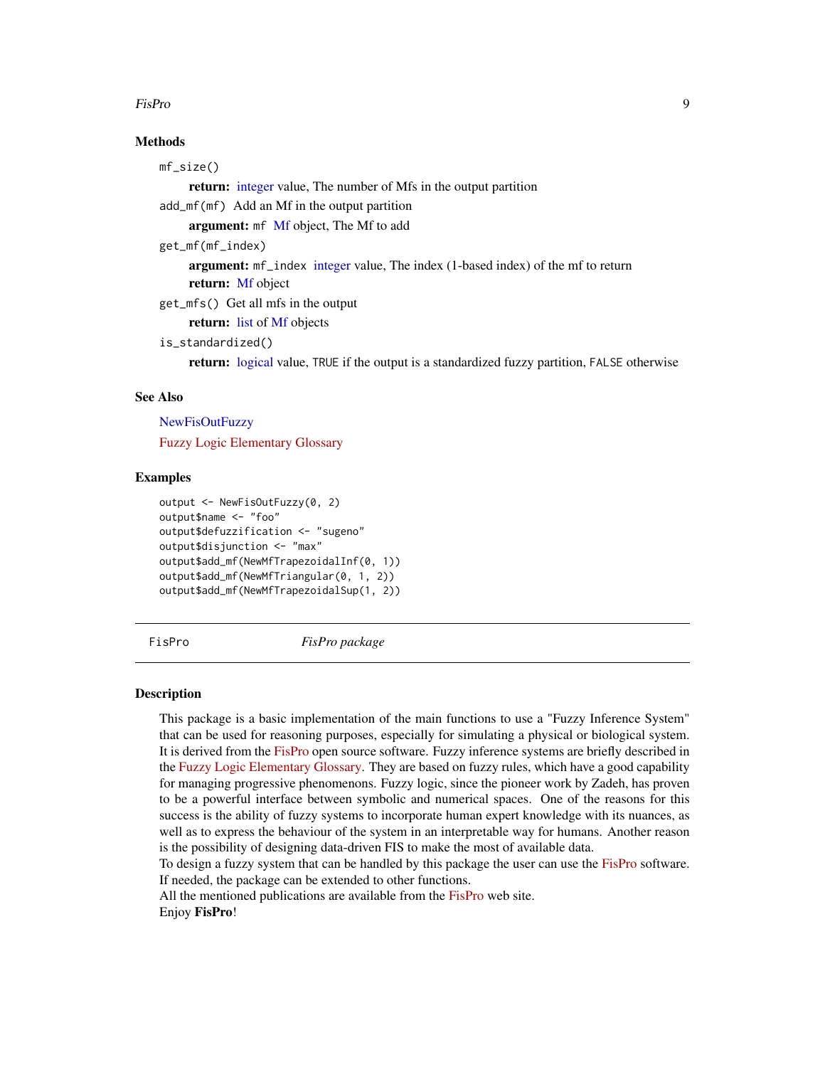### Methods

`mf_size()`

**return:** integer value, The number of Mfs in the output partition

`add_mf(mf)` Add an Mf in the output partition

**argument:** `mf` Mf object, The Mf to add

`get_mf(mf_index)`

**argument:** `mf_index` integer value, The index (1-based index) of the mf to return

**return:** Mf object

`get_mfs()` Get all mfs in the output

**return:** list of Mf objects

`is_standardized()`

**return:** logical value, `TRUE` if the output is a standardized fuzzy partition, `FALSE` otherwise

### See Also

NewFisOutFuzzy

Fuzzy Logic Elementary Glossary

### Examples

```
output <- NewFisOutFuzzy(0, 2)
output$name <- "foo"
output$defuzzification <- "sugeno"
output$disjunction <- "max"
output$add_mf(NewMfTrapezoidalInf(0, 1))
output$add_mf(NewMfTriangular(0, 1, 2))
output$add_mf(NewMfTrapezoidalSup(1, 2))
```

---

## FisPro — *FisPro package*

---

### Description

This package is a basic implementation of the main functions to use a "Fuzzy Inference System" that can be used for reasoning purposes, especially for simulating a physical or biological system. It is derived from the FisPro open source software. Fuzzy inference systems are briefly described in the Fuzzy Logic Elementary Glossary. They are based on fuzzy rules, which have a good capability for managing progressive phenomenons. Fuzzy logic, since the pioneer work by Zadeh, has proven to be a powerful interface between symbolic and numerical spaces. One of the reasons for this success is the ability of fuzzy systems to incorporate human expert knowledge with its nuances, as well as to express the behaviour of the system in an interpretable way for humans. Another reason is the possibility of designing data-driven FIS to make the most of available data.
To design a fuzzy system that can be handled by this package the user can use the FisPro software. If needed, the package can be extended to other functions.
All the mentioned publications are available from the FisPro web site.
Enjoy **FisPro**!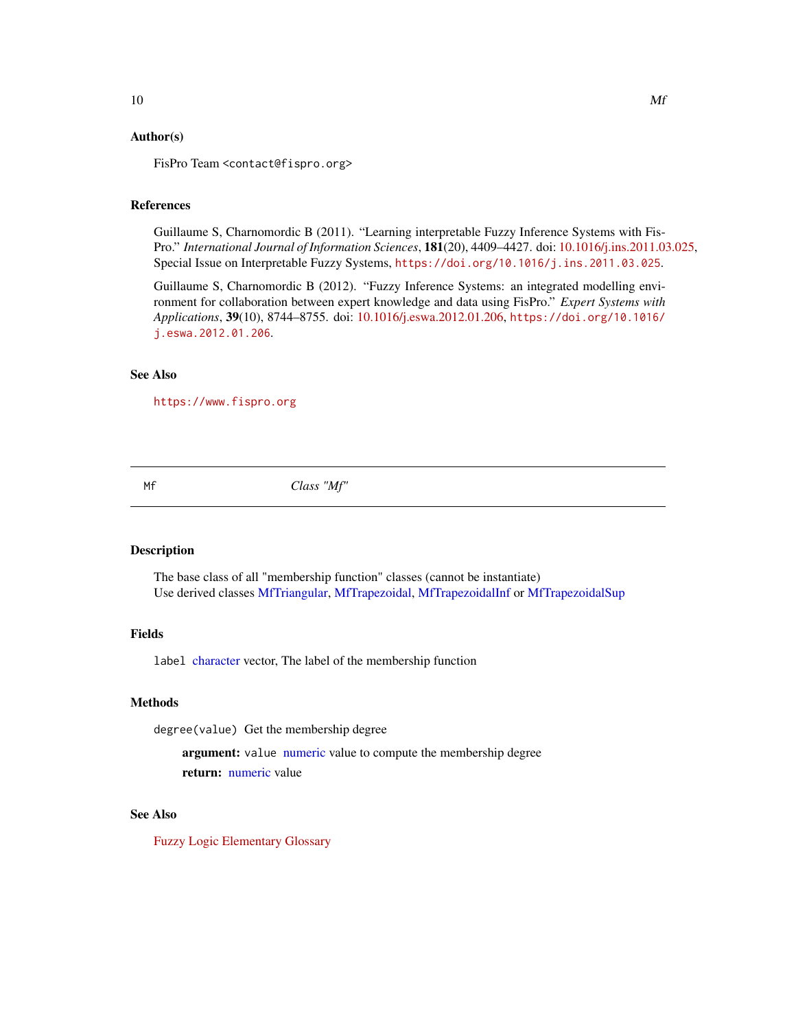### Author(s)

FisPro Team <contact@fispro.org>

### References

Guillaume S, Charnomordic B (2011). "Learning interpretable Fuzzy Inference Systems with FisPro." *International Journal of Information Sciences*, **181**(20), 4409–4427. doi: 10.1016/j.ins.2011.03.025, Special Issue on Interpretable Fuzzy Systems, `https://doi.org/10.1016/j.ins.2011.03.025`.

Guillaume S, Charnomordic B (2012). "Fuzzy Inference Systems: an integrated modelling environment for collaboration between expert knowledge and data using FisPro." *Expert Systems with Applications*, **39**(10), 8744–8755. doi: 10.1016/j.eswa.2012.01.206, `https://doi.org/10.1016/j.eswa.2012.01.206`.

### See Also

`https://www.fispro.org`

---

## Mf — *Class "Mf"*

---

### Description

The base class of all "membership function" classes (cannot be instantiate)
Use derived classes MfTriangular, MfTrapezoidal, MfTrapezoidalInf or MfTrapezoidalSup

### Fields

`label` character vector, The label of the membership function

### Methods

`degree(value)` Get the membership degree

- **argument:** `value` numeric value to compute the membership degree
- **return:** numeric value

### See Also

Fuzzy Logic Elementary Glossary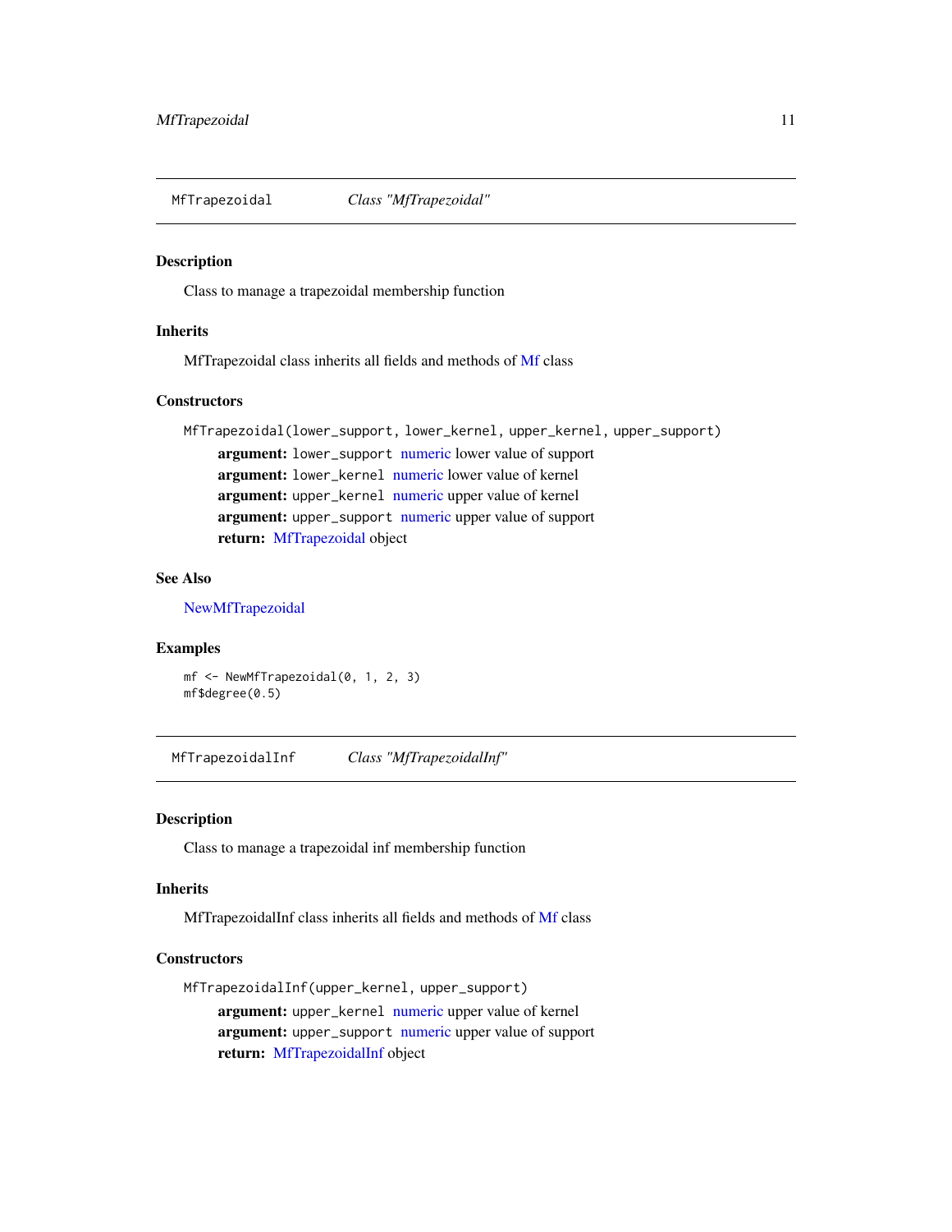## MfTrapezoidal    *Class "MfTrapezoidal"*

### Description

Class to manage a trapezoidal membership function

### Inherits

MfTrapezoidal class inherits all fields and methods of Mf class

### Constructors

`MfTrapezoidal(lower_support, lower_kernel, upper_kernel, upper_support)`

- **argument:** `lower_support` numeric lower value of support
- **argument:** `lower_kernel` numeric lower value of kernel
- **argument:** `upper_kernel` numeric upper value of kernel
- **argument:** `upper_support` numeric upper value of support
- **return:** MfTrapezoidal object

### See Also

NewMfTrapezoidal

### Examples

```
mf <- NewMfTrapezoidal(0, 1, 2, 3)
mf$degree(0.5)
```

## MfTrapezoidalInf    *Class "MfTrapezoidalInf"*

### Description

Class to manage a trapezoidal inf membership function

### Inherits

MfTrapezoidalInf class inherits all fields and methods of Mf class

### Constructors

`MfTrapezoidalInf(upper_kernel, upper_support)`

- **argument:** `upper_kernel` numeric upper value of kernel
- **argument:** `upper_support` numeric upper value of support
- **return:** MfTrapezoidalInf object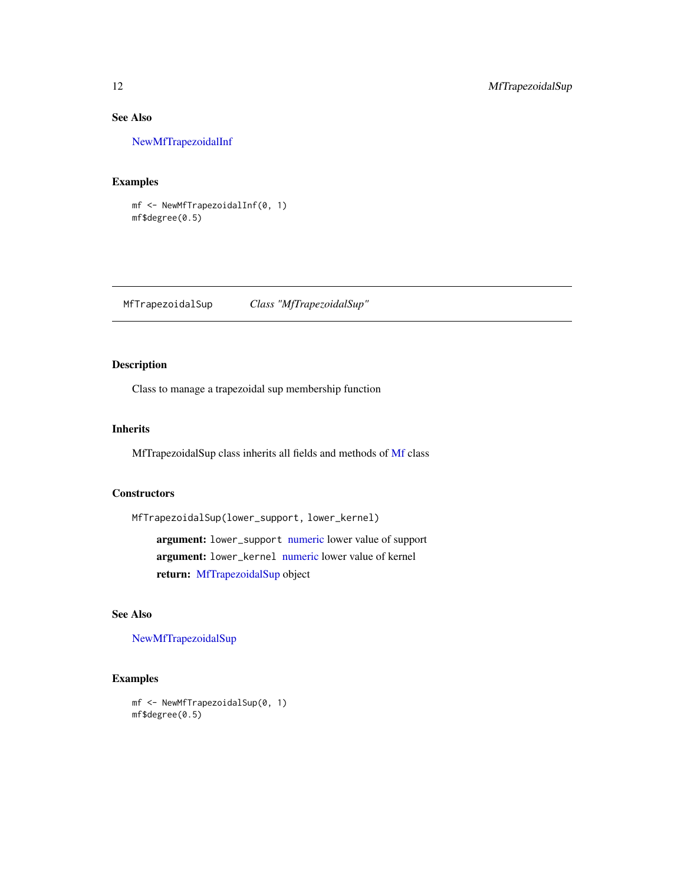## See Also

NewMfTrapezoidalInf

## Examples

```
mf <- NewMfTrapezoidalInf(0, 1)
mf$degree(0.5)
```

---

# MfTrapezoidalSup — *Class "MfTrapezoidalSup"*

---

## Description

Class to manage a trapezoidal sup membership function

## Inherits

MfTrapezoidalSup class inherits all fields and methods of Mf class

## Constructors

`MfTrapezoidalSup(lower_support, lower_kernel)`

> **argument:** `lower_support` numeric lower value of support
>
> **argument:** `lower_kernel` numeric lower value of kernel
>
> **return:** MfTrapezoidalSup object

## See Also

NewMfTrapezoidalSup

## Examples

```
mf <- NewMfTrapezoidalSup(0, 1)
mf$degree(0.5)
```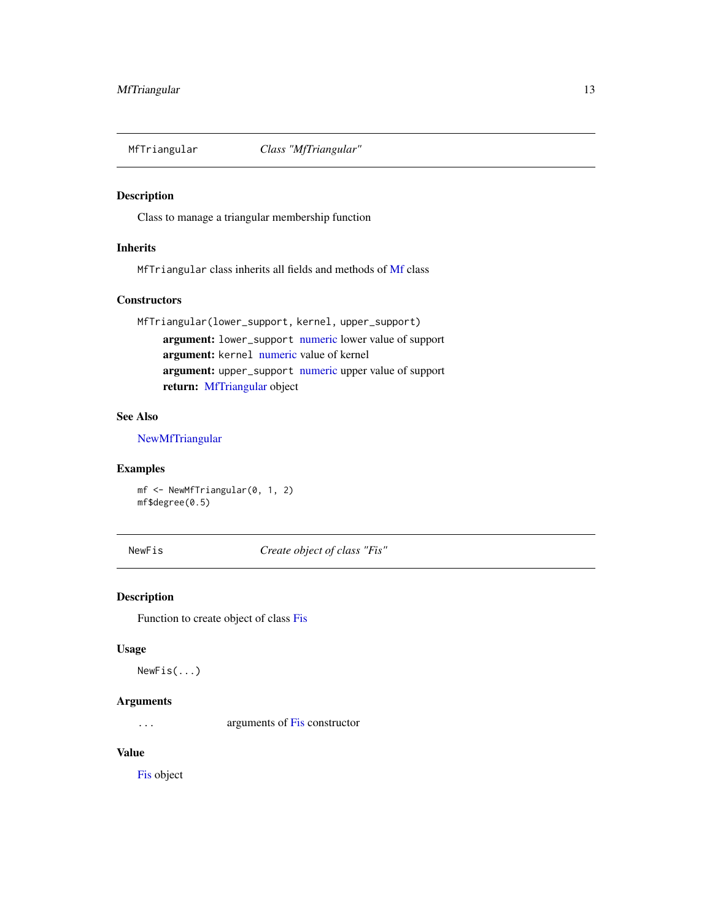## MfTriangular — *Class "MfTriangular"*

### Description

Class to manage a triangular membership function

### Inherits

`MfTriangular` class inherits all fields and methods of Mf class

### Constructors

`MfTriangular(lower_support, kernel, upper_support)`

- **argument:** `lower_support` numeric lower value of support
- **argument:** `kernel` numeric value of kernel
- **argument:** `upper_support` numeric upper value of support
- **return:** MfTriangular object

### See Also

NewMfTriangular

### Examples

```
mf <- NewMfTriangular(0, 1, 2)
mf$degree(0.5)
```

## NewFis — *Create object of class "Fis"*

### Description

Function to create object of class Fis

### Usage

```
NewFis(...)
```

### Arguments

| | |
|---|---|
| `...` | arguments of Fis constructor |

### Value

Fis object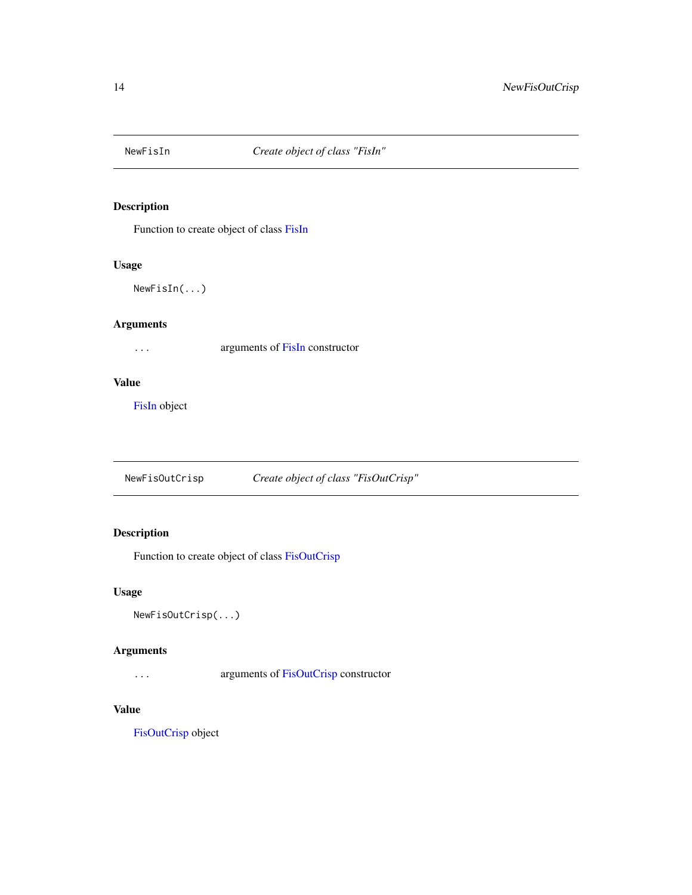## NewFisIn — *Create object of class "FisIn"*

### Description

Function to create object of class FisIn

### Usage

```
NewFisIn(...)
```

### Arguments

| | |
|---|---|
| ... | arguments of FisIn constructor |

### Value

FisIn object

## NewFisOutCrisp — *Create object of class "FisOutCrisp"*

### Description

Function to create object of class FisOutCrisp

### Usage

```
NewFisOutCrisp(...)
```

### Arguments

| | |
|---|---|
| ... | arguments of FisOutCrisp constructor |

### Value

FisOutCrisp object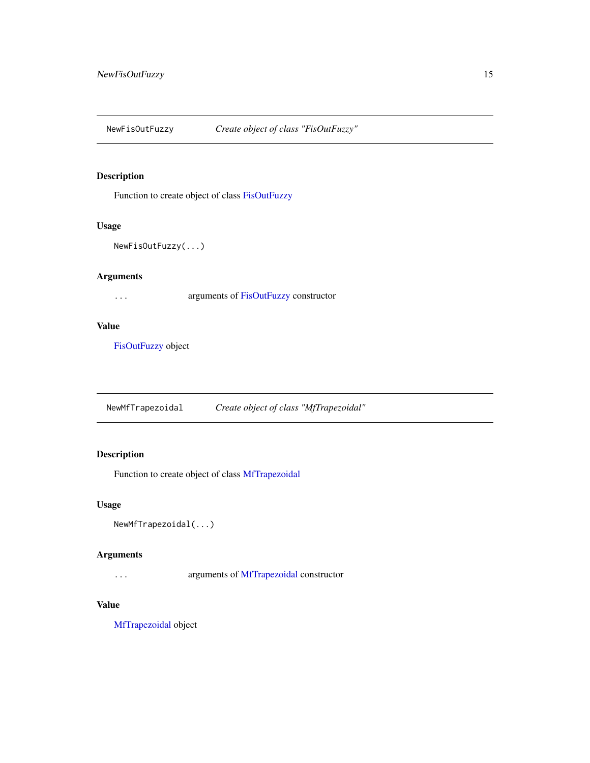## NewFisOutFuzzy — *Create object of class "FisOutFuzzy"*

### Description

Function to create object of class FisOutFuzzy

### Usage

```
NewFisOutFuzzy(...)
```

### Arguments

| | |
|---|---|
| ... | arguments of FisOutFuzzy constructor |

### Value

FisOutFuzzy object

## NewMfTrapezoidal — *Create object of class "MfTrapezoidal"*

### Description

Function to create object of class MfTrapezoidal

### Usage

```
NewMfTrapezoidal(...)
```

### Arguments

| | |
|---|---|
| ... | arguments of MfTrapezoidal constructor |

### Value

MfTrapezoidal object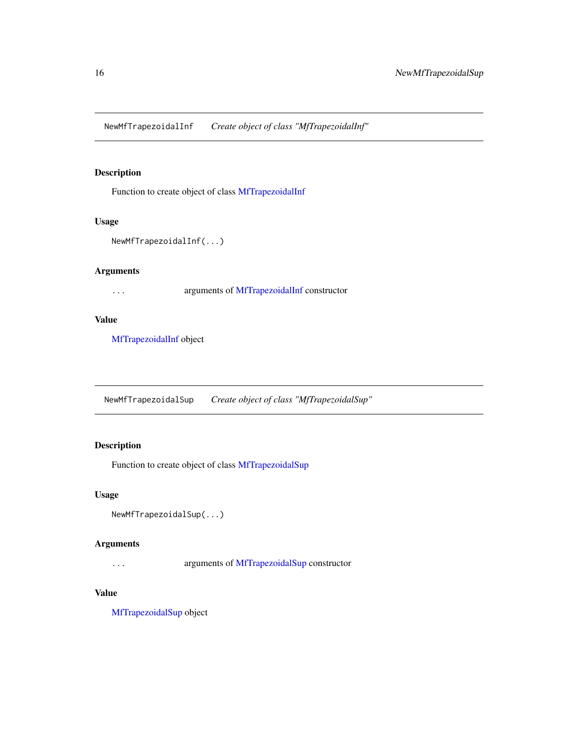## NewMfTrapezoidalInf    *Create object of class "MfTrapezoidalInf"*

### Description

Function to create object of class MfTrapezoidalInf

### Usage

```
NewMfTrapezoidalInf(...)
```

### Arguments

| | |
|---|---|
| ... | arguments of MfTrapezoidalInf constructor |

### Value

MfTrapezoidalInf object

## NewMfTrapezoidalSup    *Create object of class "MfTrapezoidalSup"*

### Description

Function to create object of class MfTrapezoidalSup

### Usage

```
NewMfTrapezoidalSup(...)
```

### Arguments

| | |
|---|---|
| ... | arguments of MfTrapezoidalSup constructor |

### Value

MfTrapezoidalSup object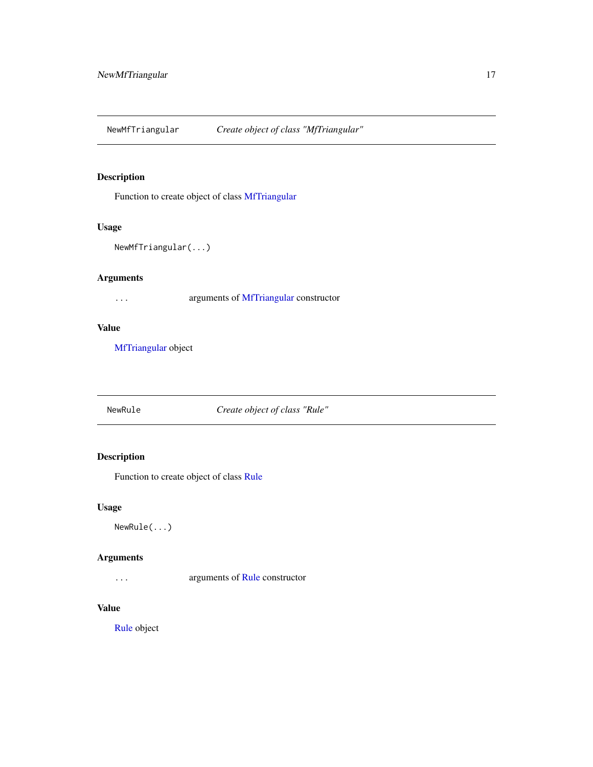## NewMfTriangular    *Create object of class "MfTriangular"*

### Description

Function to create object of class MfTriangular

### Usage

```
NewMfTriangular(...)
```

### Arguments

| | |
|---|---|
| `...` | arguments of MfTriangular constructor |

### Value

MfTriangular object

## NewRule    *Create object of class "Rule"*

### Description

Function to create object of class Rule

### Usage

```
NewRule(...)
```

### Arguments

| | |
|---|---|
| `...` | arguments of Rule constructor |

### Value

Rule object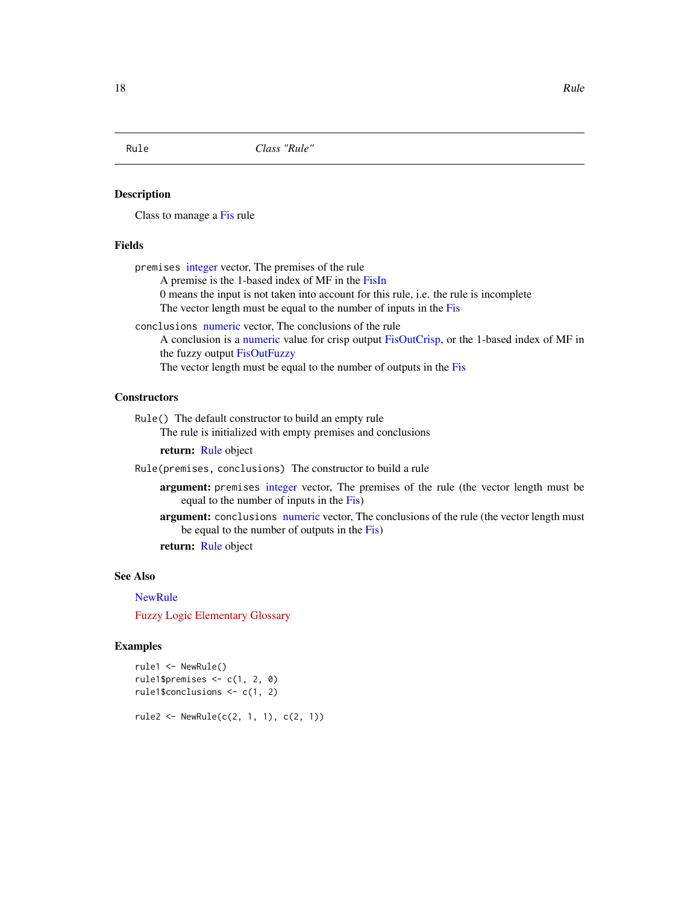# Rule — *Class "Rule"*

## Description

Class to manage a Fis rule

## Fields

`premises` integer vector, The premises of the rule
  A premise is the 1-based index of MF in the FisIn
  0 means the input is not taken into account for this rule, i.e. the rule is incomplete
  The vector length must be equal to the number of inputs in the Fis

`conclusions` numeric vector, The conclusions of the rule
  A conclusion is a numeric value for crisp output FisOutCrisp, or the 1-based index of MF in the fuzzy output FisOutFuzzy
  The vector length must be equal to the number of outputs in the Fis

## Constructors

`Rule()` The default constructor to build an empty rule
  The rule is initialized with empty premises and conclusions

  **return:** Rule object

`Rule(premises, conclusions)` The constructor to build a rule

  **argument:** `premises` integer vector, The premises of the rule (the vector length must be equal to the number of inputs in the Fis)

  **argument:** `conclusions` numeric vector, The conclusions of the rule (the vector length must be equal to the number of outputs in the Fis)

  **return:** Rule object

## See Also

NewRule

Fuzzy Logic Elementary Glossary

## Examples

```
rule1 <- NewRule()
rule1$premises <- c(1, 2, 0)
rule1$conclusions <- c(1, 2)

rule2 <- NewRule(c(2, 1, 1), c(2, 1))
```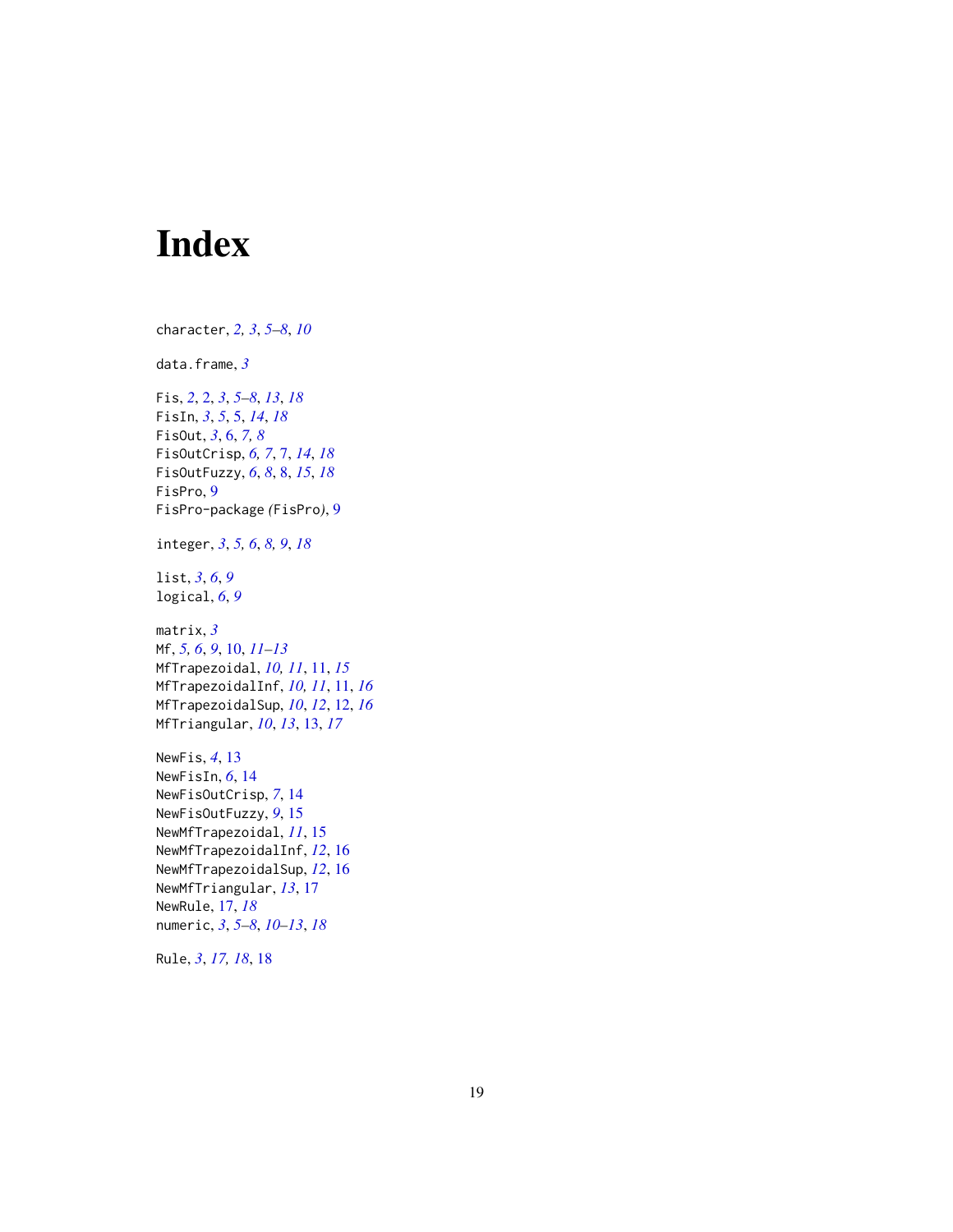# Index

character, *2, 3*, *5–8*, *10*

data.frame, *3*

Fis, *2*, 2, *3*, *5–8*, *13*, *18*
FisIn, *3*, *5*, 5, *14*, *18*
FisOut, *3*, 6, *7, 8*
FisOutCrisp, *6, 7*, 7, *14*, *18*
FisOutFuzzy, *6*, *8*, 8, *15*, *18*
FisPro, 9
FisPro-package *(*FisPro*)*, 9

integer, *3*, *5, 6*, *8, 9*, *18*

list, *3*, *6*, *9*
logical, *6*, *9*

matrix, *3*
Mf, *5, 6*, *9*, 10, *11–13*
MfTrapezoidal, *10, 11*, 11, *15*
MfTrapezoidalInf, *10, 11*, 11, *16*
MfTrapezoidalSup, *10*, *12*, 12, *16*
MfTriangular, *10*, *13*, 13, *17*

NewFis, *4*, 13
NewFisIn, *6*, 14
NewFisOutCrisp, *7*, 14
NewFisOutFuzzy, *9*, 15
NewMfTrapezoidal, *11*, 15
NewMfTrapezoidalInf, *12*, 16
NewMfTrapezoidalSup, *12*, 16
NewMfTriangular, *13*, 17
NewRule, 17, *18*
numeric, *3*, *5–8*, *10–13*, *18*

Rule, *3*, *17, 18*, 18